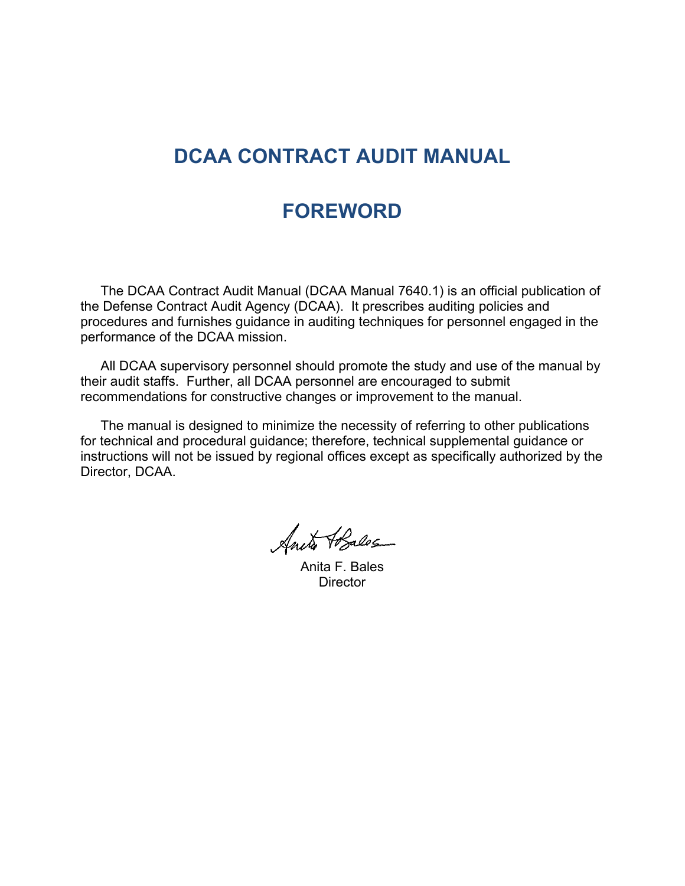# DCAA CONTRACT AUDIT MANUAL

# FOREWORD

The DCAA Contract Audit Manual (DCAA Manual 7640.1) is an official publication of the Defense Contract Audit Agency (DCAA). It prescribes auditing policies and procedures and furnishes guidance in auditing techniques for personnel engaged in the performance of the DCAA mission.

All DCAA supervisory personnel should promote the study and use of the manual by their audit staffs. Further, all DCAA personnel are encouraged to submit recommendations for constructive changes or improvement to the manual.

The manual is designed to minimize the necessity of referring to other publications for technical and procedural guidance; therefore, technical supplemental guidance or instructions will not be issued by regional offices except as specifically authorized by the Director, DCAA.

Anita F. Bales
Director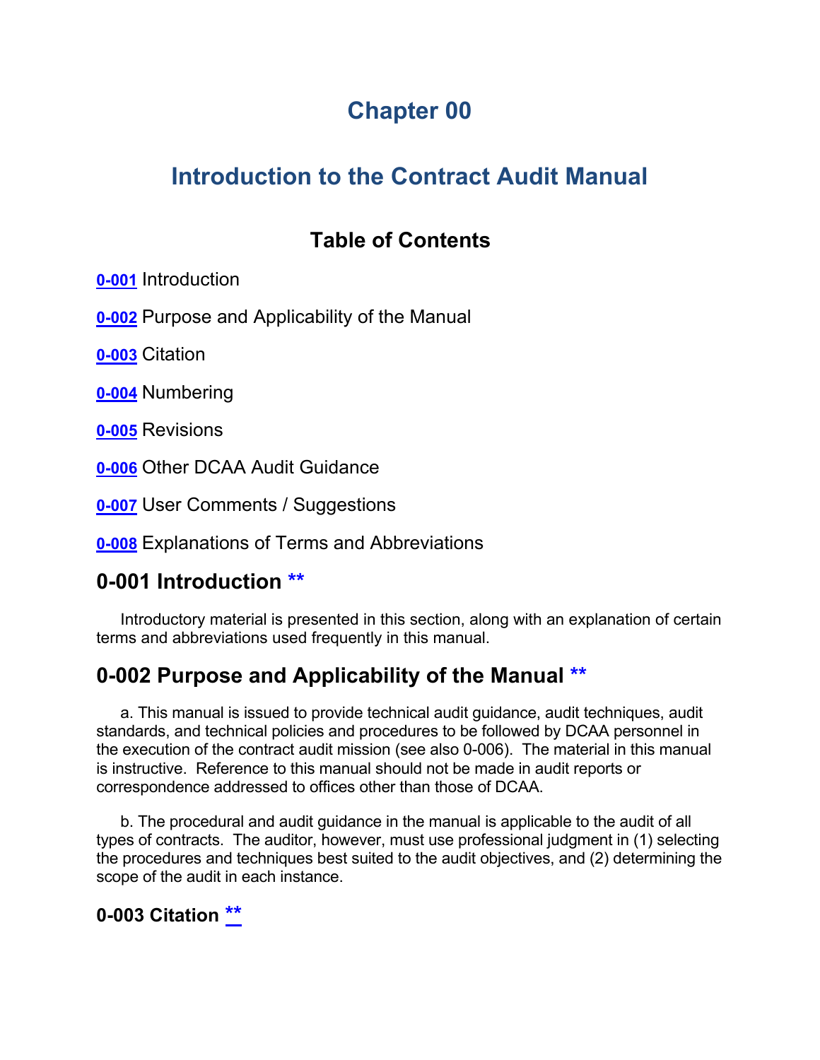# Chapter 00

# Introduction to the Contract Audit Manual

## Table of Contents

**0-001** Introduction

**0-002** Purpose and Applicability of the Manual

**0-003** Citation

**0-004** Numbering

**0-005** Revisions

**0-006** Other DCAA Audit Guidance

**0-007** User Comments / Suggestions

**0-008** Explanations of Terms and Abbreviations

## 0-001 Introduction **

Introductory material is presented in this section, along with an explanation of certain terms and abbreviations used frequently in this manual.

## 0-002 Purpose and Applicability of the Manual **

a. This manual is issued to provide technical audit guidance, audit techniques, audit standards, and technical policies and procedures to be followed by DCAA personnel in the execution of the contract audit mission (see also 0-006). The material in this manual is instructive. Reference to this manual should not be made in audit reports or correspondence addressed to offices other than those of DCAA.

b. The procedural and audit guidance in the manual is applicable to the audit of all types of contracts. The auditor, however, must use professional judgment in (1) selecting the procedures and techniques best suited to the audit objectives, and (2) determining the scope of the audit in each instance.

### 0-003 Citation **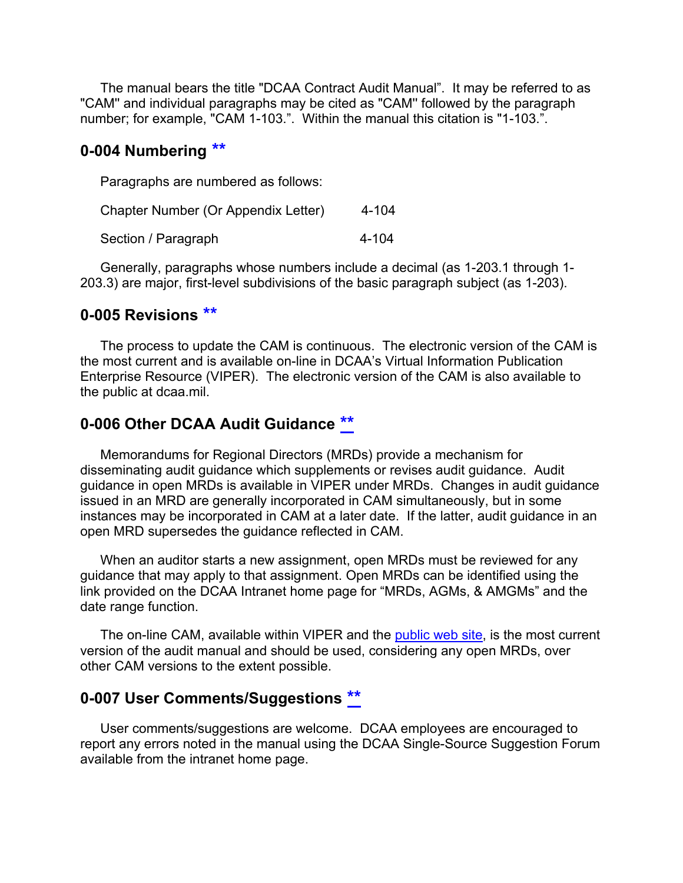The manual bears the title "DCAA Contract Audit Manual". It may be referred to as "CAM" and individual paragraphs may be cited as "CAM" followed by the paragraph number; for example, "CAM 1-103.". Within the manual this citation is "1-103.".

## 0-004 Numbering **

Paragraphs are numbered as follows:

| | |
|---|---|
| Chapter Number (Or Appendix Letter) | 4-104 |
| Section / Paragraph | 4-104 |

Generally, paragraphs whose numbers include a decimal (as 1-203.1 through 1-203.3) are major, first-level subdivisions of the basic paragraph subject (as 1-203).

## 0-005 Revisions **

The process to update the CAM is continuous. The electronic version of the CAM is the most current and is available on-line in DCAA's Virtual Information Publication Enterprise Resource (VIPER). The electronic version of the CAM is also available to the public at dcaa.mil.

## 0-006 Other DCAA Audit Guidance **

Memorandums for Regional Directors (MRDs) provide a mechanism for disseminating audit guidance which supplements or revises audit guidance. Audit guidance in open MRDs is available in VIPER under MRDs. Changes in audit guidance issued in an MRD are generally incorporated in CAM simultaneously, but in some instances may be incorporated in CAM at a later date. If the latter, audit guidance in an open MRD supersedes the guidance reflected in CAM.

When an auditor starts a new assignment, open MRDs must be reviewed for any guidance that may apply to that assignment. Open MRDs can be identified using the link provided on the DCAA Intranet home page for "MRDs, AGMs, & AMGMs" and the date range function.

The on-line CAM, available within VIPER and the public web site, is the most current version of the audit manual and should be used, considering any open MRDs, over other CAM versions to the extent possible.

## 0-007 User Comments/Suggestions **

User comments/suggestions are welcome. DCAA employees are encouraged to report any errors noted in the manual using the DCAA Single-Source Suggestion Forum available from the intranet home page.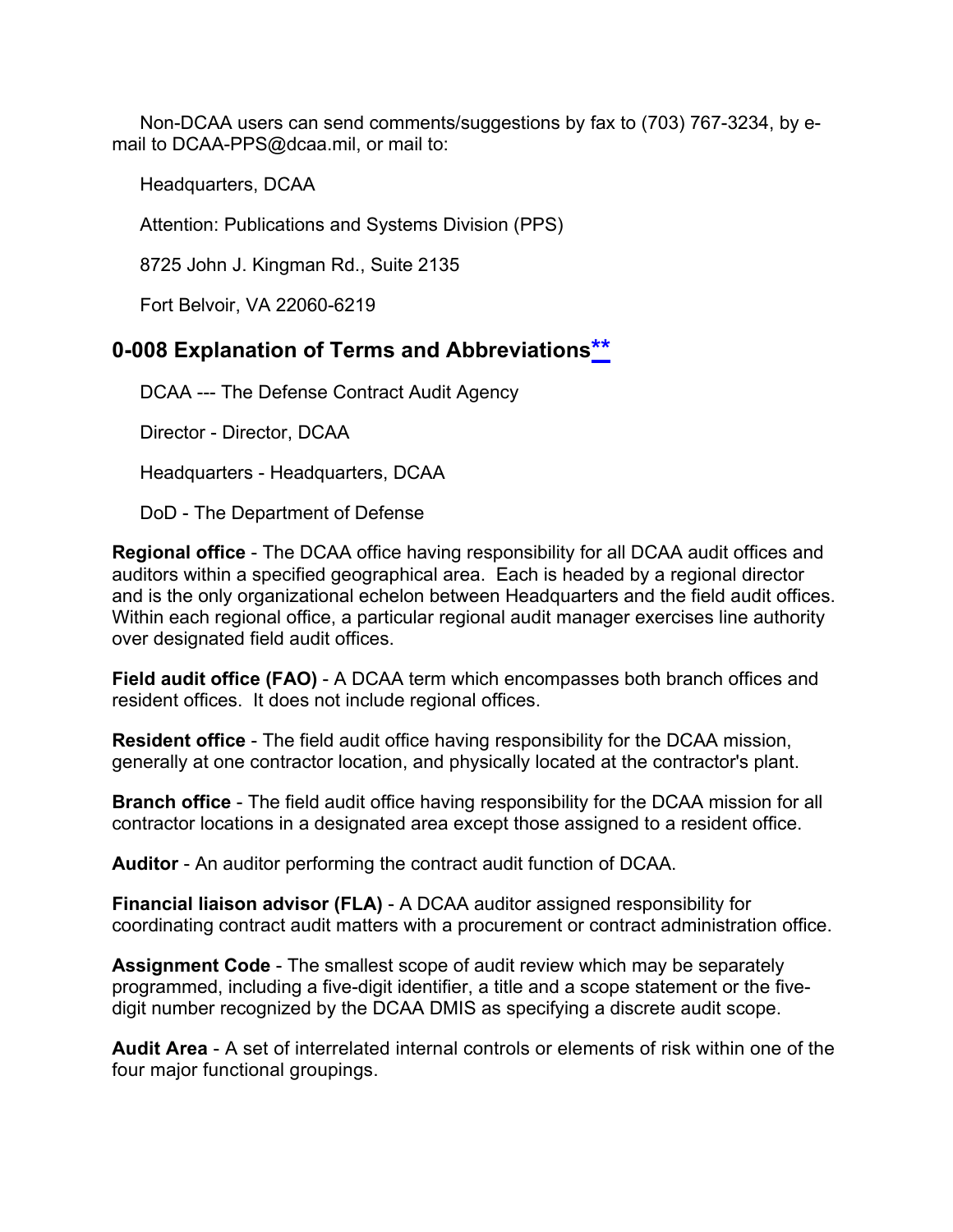Non-DCAA users can send comments/suggestions by fax to (703) 767-3234, by e-mail to DCAA-PPS@dcaa.mil, or mail to:

Headquarters, DCAA

Attention: Publications and Systems Division (PPS)

8725 John J. Kingman Rd., Suite 2135

Fort Belvoir, VA 22060-6219

## 0-008 Explanation of Terms and Abbreviations**

DCAA --- The Defense Contract Audit Agency

Director - Director, DCAA

Headquarters - Headquarters, DCAA

DoD - The Department of Defense

**Regional office** - The DCAA office having responsibility for all DCAA audit offices and auditors within a specified geographical area. Each is headed by a regional director and is the only organizational echelon between Headquarters and the field audit offices. Within each regional office, a particular regional audit manager exercises line authority over designated field audit offices.

**Field audit office (FAO)** - A DCAA term which encompasses both branch offices and resident offices. It does not include regional offices.

**Resident office** - The field audit office having responsibility for the DCAA mission, generally at one contractor location, and physically located at the contractor's plant.

**Branch office** - The field audit office having responsibility for the DCAA mission for all contractor locations in a designated area except those assigned to a resident office.

**Auditor** - An auditor performing the contract audit function of DCAA.

**Financial liaison advisor (FLA)** - A DCAA auditor assigned responsibility for coordinating contract audit matters with a procurement or contract administration office.

**Assignment Code** - The smallest scope of audit review which may be separately programmed, including a five-digit identifier, a title and a scope statement or the five-digit number recognized by the DCAA DMIS as specifying a discrete audit scope.

**Audit Area** - A set of interrelated internal controls or elements of risk within one of the four major functional groupings.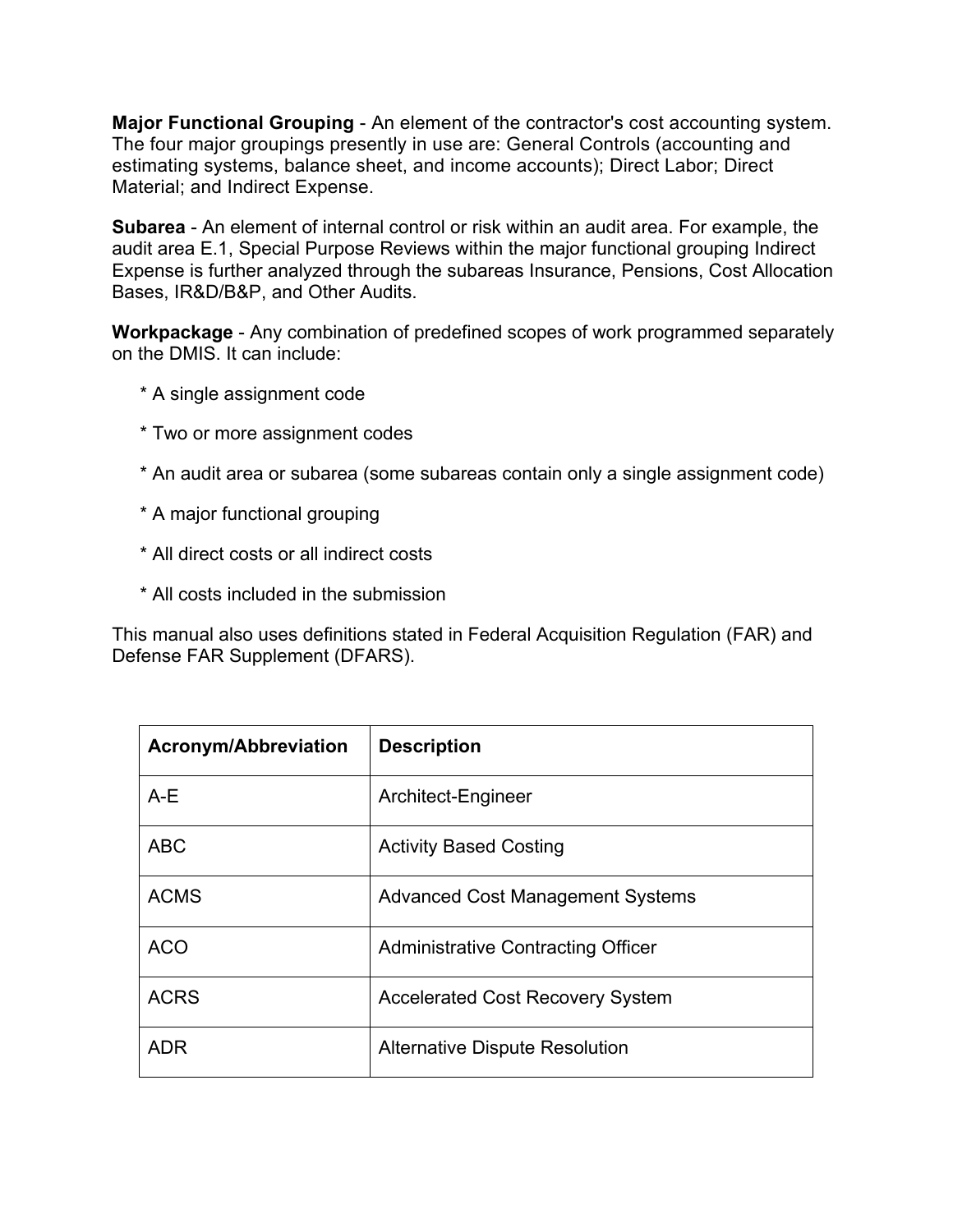**Major Functional Grouping** - An element of the contractor's cost accounting system. The four major groupings presently in use are: General Controls (accounting and estimating systems, balance sheet, and income accounts); Direct Labor; Direct Material; and Indirect Expense.

**Subarea** - An element of internal control or risk within an audit area. For example, the audit area E.1, Special Purpose Reviews within the major functional grouping Indirect Expense is further analyzed through the subareas Insurance, Pensions, Cost Allocation Bases, IR&D/B&P, and Other Audits.

**Workpackage** - Any combination of predefined scopes of work programmed separately on the DMIS. It can include:

* A single assignment code
* Two or more assignment codes
* An audit area or subarea (some subareas contain only a single assignment code)
* A major functional grouping
* All direct costs or all indirect costs
* All costs included in the submission

This manual also uses definitions stated in Federal Acquisition Regulation (FAR) and Defense FAR Supplement (DFARS).

| Acronym/Abbreviation | Description |
| --- | --- |
| A-E | Architect-Engineer |
| ABC | Activity Based Costing |
| ACMS | Advanced Cost Management Systems |
| ACO | Administrative Contracting Officer |
| ACRS | Accelerated Cost Recovery System |
| ADR | Alternative Dispute Resolution |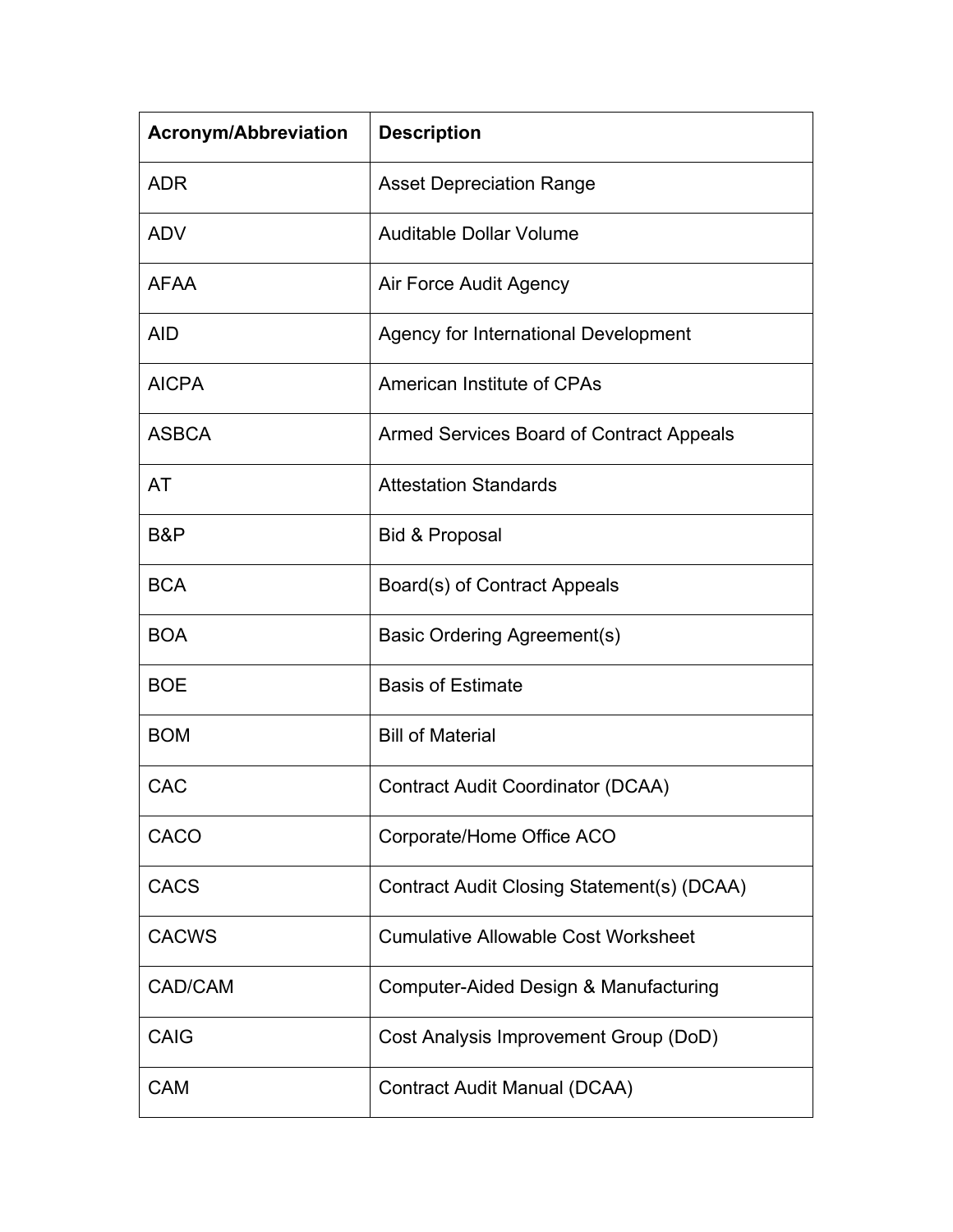| Acronym/Abbreviation | Description |
| --- | --- |
| ADR | Asset Depreciation Range |
| ADV | Auditable Dollar Volume |
| AFAA | Air Force Audit Agency |
| AID | Agency for International Development |
| AICPA | American Institute of CPAs |
| ASBCA | Armed Services Board of Contract Appeals |
| AT | Attestation Standards |
| B&P | Bid & Proposal |
| BCA | Board(s) of Contract Appeals |
| BOA | Basic Ordering Agreement(s) |
| BOE | Basis of Estimate |
| BOM | Bill of Material |
| CAC | Contract Audit Coordinator (DCAA) |
| CACO | Corporate/Home Office ACO |
| CACS | Contract Audit Closing Statement(s) (DCAA) |
| CACWS | Cumulative Allowable Cost Worksheet |
| CAD/CAM | Computer-Aided Design & Manufacturing |
| CAIG | Cost Analysis Improvement Group (DoD) |
| CAM | Contract Audit Manual (DCAA) |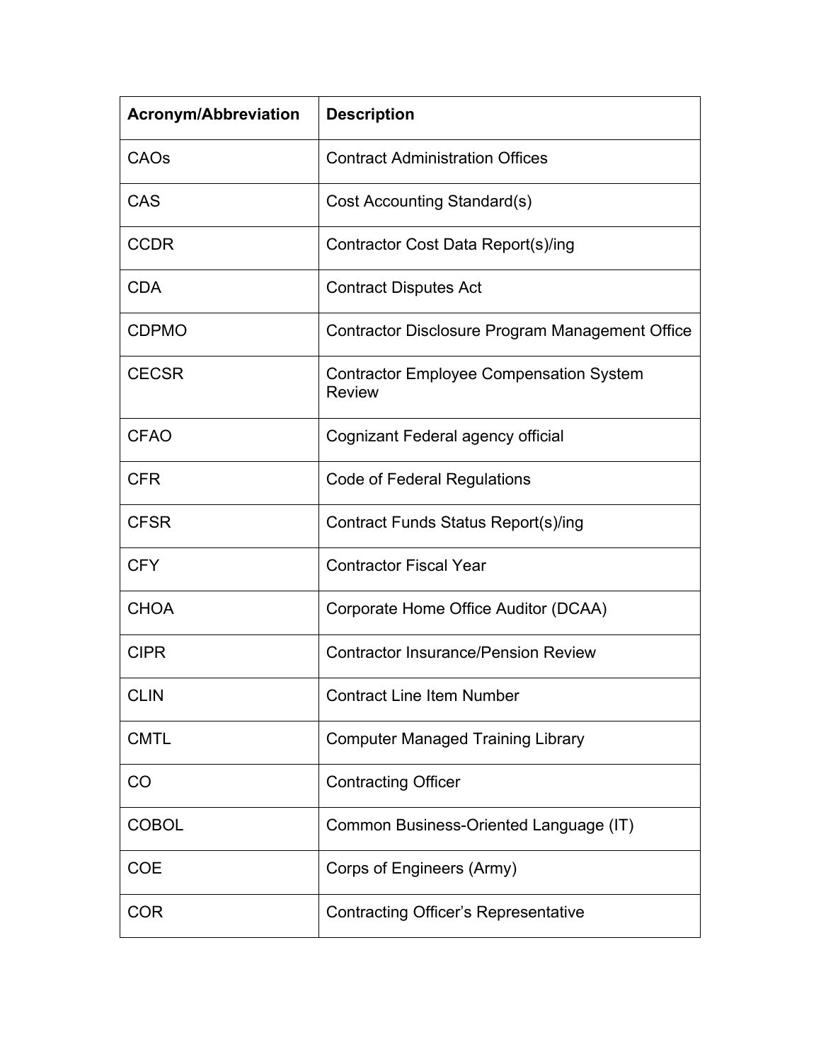| Acronym/Abbreviation | Description |
| --- | --- |
| CAOs | Contract Administration Offices |
| CAS | Cost Accounting Standard(s) |
| CCDR | Contractor Cost Data Report(s)/ing |
| CDA | Contract Disputes Act |
| CDPMO | Contractor Disclosure Program Management Office |
| CECSR | Contractor Employee Compensation System Review |
| CFAO | Cognizant Federal agency official |
| CFR | Code of Federal Regulations |
| CFSR | Contract Funds Status Report(s)/ing |
| CFY | Contractor Fiscal Year |
| CHOA | Corporate Home Office Auditor (DCAA) |
| CIPR | Contractor Insurance/Pension Review |
| CLIN | Contract Line Item Number |
| CMTL | Computer Managed Training Library |
| CO | Contracting Officer |
| COBOL | Common Business-Oriented Language (IT) |
| COE | Corps of Engineers (Army) |
| COR | Contracting Officer’s Representative |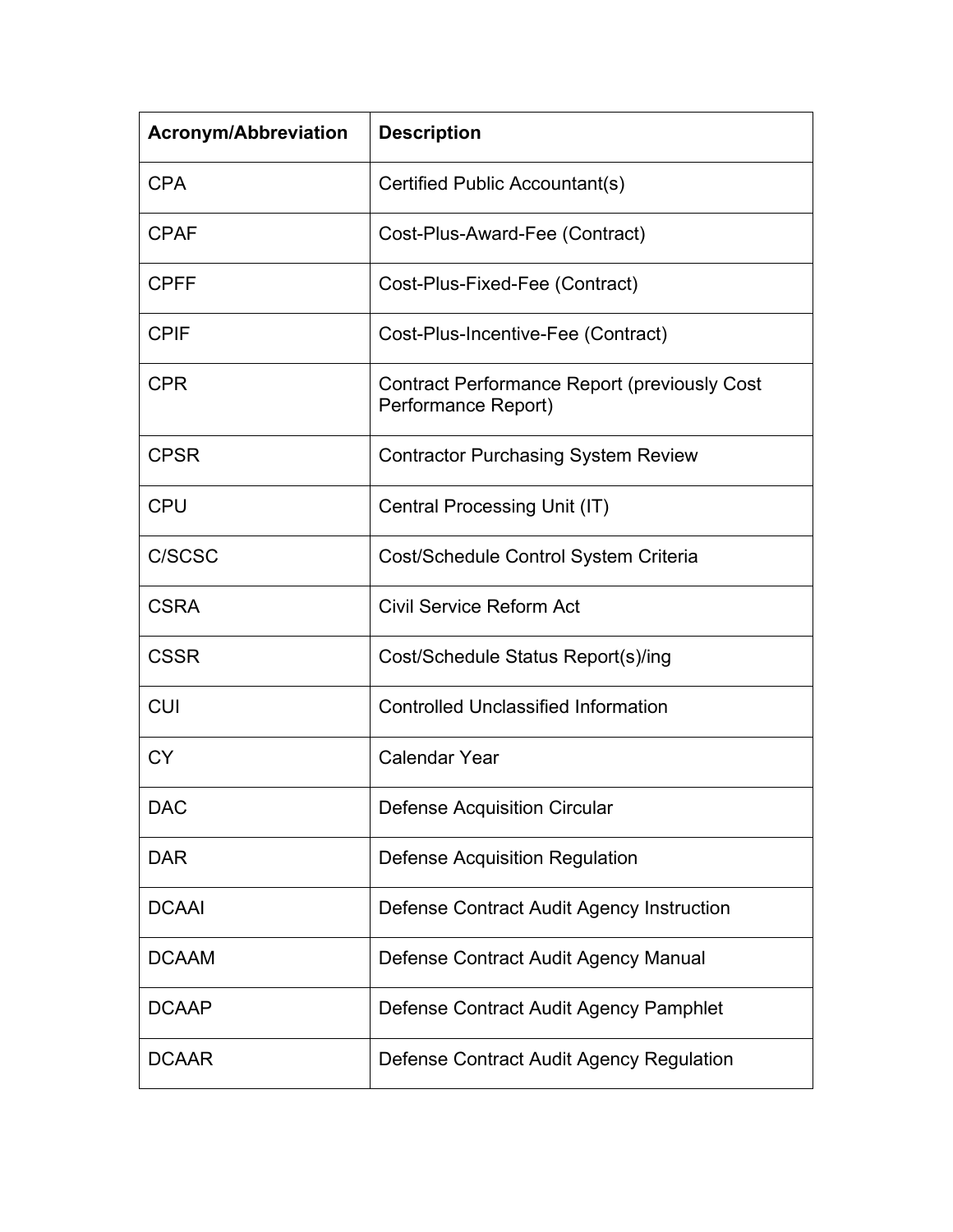| Acronym/Abbreviation | Description |
| --- | --- |
| CPA | Certified Public Accountant(s) |
| CPAF | Cost-Plus-Award-Fee (Contract) |
| CPFF | Cost-Plus-Fixed-Fee (Contract) |
| CPIF | Cost-Plus-Incentive-Fee (Contract) |
| CPR | Contract Performance Report (previously Cost Performance Report) |
| CPSR | Contractor Purchasing System Review |
| CPU | Central Processing Unit (IT) |
| C/SCSC | Cost/Schedule Control System Criteria |
| CSRA | Civil Service Reform Act |
| CSSR | Cost/Schedule Status Report(s)/ing |
| CUI | Controlled Unclassified Information |
| CY | Calendar Year |
| DAC | Defense Acquisition Circular |
| DAR | Defense Acquisition Regulation |
| DCAAI | Defense Contract Audit Agency Instruction |
| DCAAM | Defense Contract Audit Agency Manual |
| DCAAP | Defense Contract Audit Agency Pamphlet |
| DCAAR | Defense Contract Audit Agency Regulation |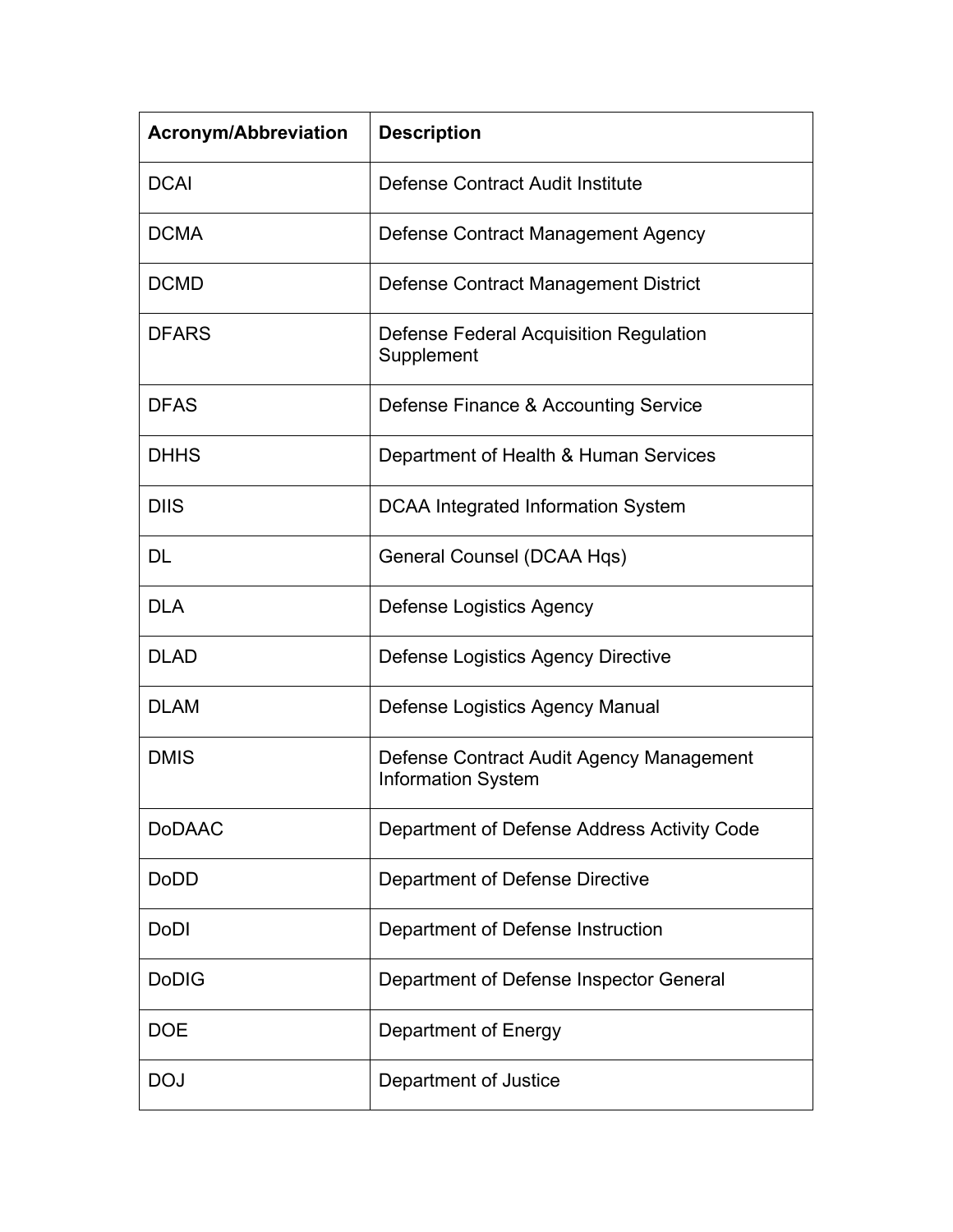| Acronym/Abbreviation | Description |
| --- | --- |
| DCAI | Defense Contract Audit Institute |
| DCMA | Defense Contract Management Agency |
| DCMD | Defense Contract Management District |
| DFARS | Defense Federal Acquisition Regulation Supplement |
| DFAS | Defense Finance & Accounting Service |
| DHHS | Department of Health & Human Services |
| DIIS | DCAA Integrated Information System |
| DL | General Counsel (DCAA Hqs) |
| DLA | Defense Logistics Agency |
| DLAD | Defense Logistics Agency Directive |
| DLAM | Defense Logistics Agency Manual |
| DMIS | Defense Contract Audit Agency Management Information System |
| DoDAAC | Department of Defense Address Activity Code |
| DoDD | Department of Defense Directive |
| DoDI | Department of Defense Instruction |
| DoDIG | Department of Defense Inspector General |
| DOE | Department of Energy |
| DOJ | Department of Justice |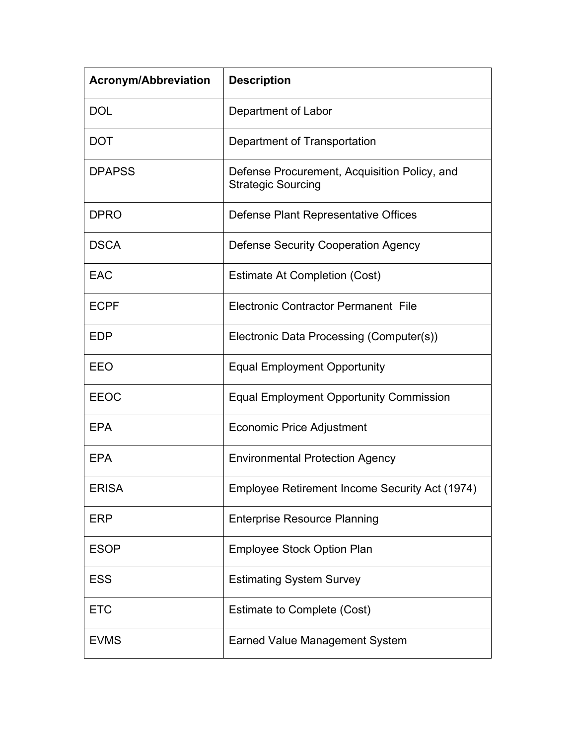| Acronym/Abbreviation | Description |
|---|---|
| DOL | Department of Labor |
| DOT | Department of Transportation |
| DPAPSS | Defense Procurement, Acquisition Policy, and Strategic Sourcing |
| DPRO | Defense Plant Representative Offices |
| DSCA | Defense Security Cooperation Agency |
| EAC | Estimate At Completion (Cost) |
| ECPF | Electronic Contractor Permanent File |
| EDP | Electronic Data Processing (Computer(s)) |
| EEO | Equal Employment Opportunity |
| EEOC | Equal Employment Opportunity Commission |
| EPA | Economic Price Adjustment |
| EPA | Environmental Protection Agency |
| ERISA | Employee Retirement Income Security Act (1974) |
| ERP | Enterprise Resource Planning |
| ESOP | Employee Stock Option Plan |
| ESS | Estimating System Survey |
| ETC | Estimate to Complete (Cost) |
| EVMS | Earned Value Management System |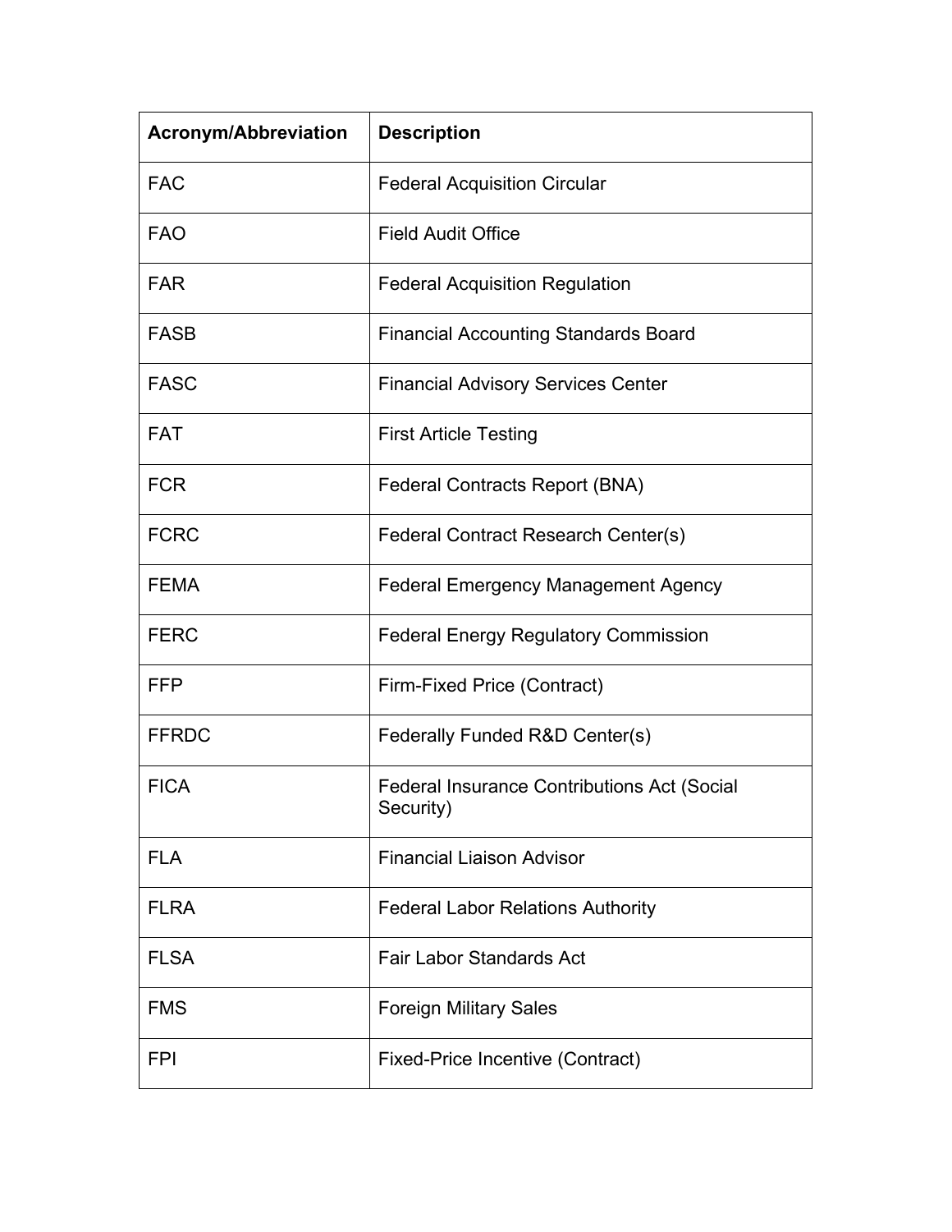| Acronym/Abbreviation | Description |
|---|---|
| FAC | Federal Acquisition Circular |
| FAO | Field Audit Office |
| FAR | Federal Acquisition Regulation |
| FASB | Financial Accounting Standards Board |
| FASC | Financial Advisory Services Center |
| FAT | First Article Testing |
| FCR | Federal Contracts Report (BNA) |
| FCRC | Federal Contract Research Center(s) |
| FEMA | Federal Emergency Management Agency |
| FERC | Federal Energy Regulatory Commission |
| FFP | Firm-Fixed Price (Contract) |
| FFRDC | Federally Funded R&D Center(s) |
| FICA | Federal Insurance Contributions Act (Social Security) |
| FLA | Financial Liaison Advisor |
| FLRA | Federal Labor Relations Authority |
| FLSA | Fair Labor Standards Act |
| FMS | Foreign Military Sales |
| FPI | Fixed-Price Incentive (Contract) |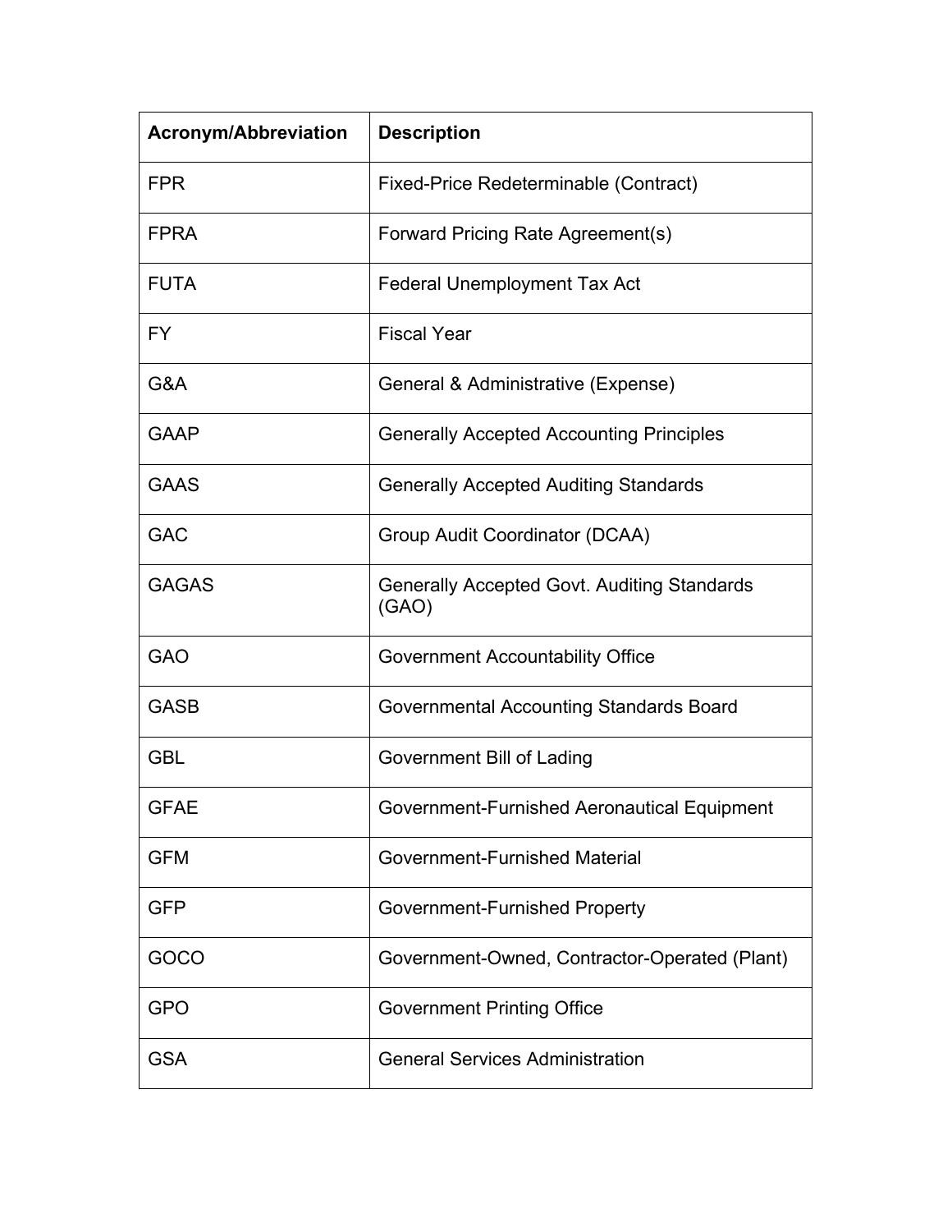| Acronym/Abbreviation | Description |
|---|---|
| FPR | Fixed-Price Redeterminable (Contract) |
| FPRA | Forward Pricing Rate Agreement(s) |
| FUTA | Federal Unemployment Tax Act |
| FY | Fiscal Year |
| G&A | General & Administrative (Expense) |
| GAAP | Generally Accepted Accounting Principles |
| GAAS | Generally Accepted Auditing Standards |
| GAC | Group Audit Coordinator (DCAA) |
| GAGAS | Generally Accepted Govt. Auditing Standards (GAO) |
| GAO | Government Accountability Office |
| GASB | Governmental Accounting Standards Board |
| GBL | Government Bill of Lading |
| GFAE | Government-Furnished Aeronautical Equipment |
| GFM | Government-Furnished Material |
| GFP | Government-Furnished Property |
| GOCO | Government-Owned, Contractor-Operated (Plant) |
| GPO | Government Printing Office |
| GSA | General Services Administration |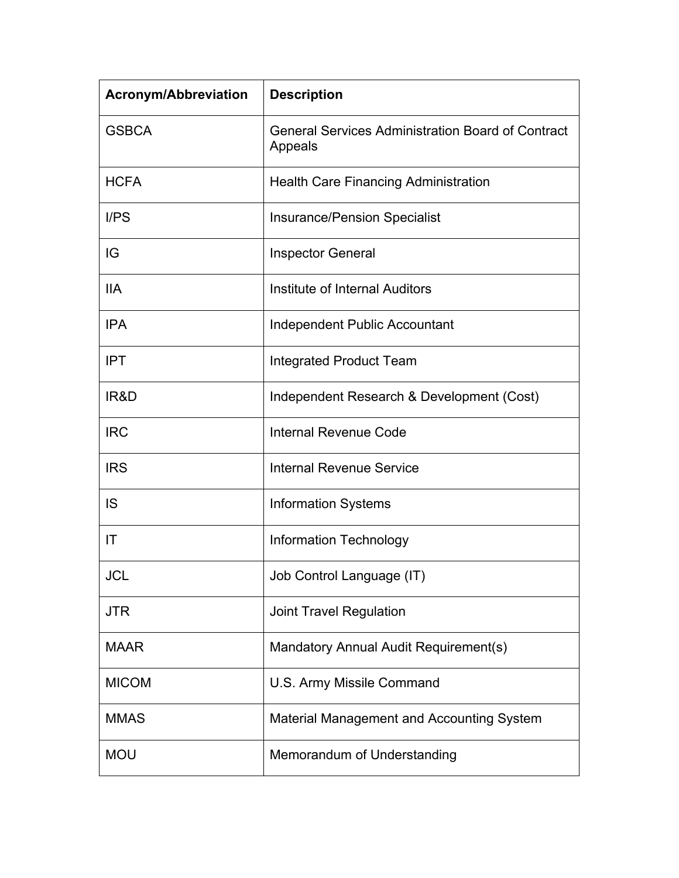| Acronym/Abbreviation | Description |
| --- | --- |
| GSBCA | General Services Administration Board of Contract Appeals |
| HCFA | Health Care Financing Administration |
| I/PS | Insurance/Pension Specialist |
| IG | Inspector General |
| IIA | Institute of Internal Auditors |
| IPA | Independent Public Accountant |
| IPT | Integrated Product Team |
| IR&D | Independent Research & Development (Cost) |
| IRC | Internal Revenue Code |
| IRS | Internal Revenue Service |
| IS | Information Systems |
| IT | Information Technology |
| JCL | Job Control Language (IT) |
| JTR | Joint Travel Regulation |
| MAAR | Mandatory Annual Audit Requirement(s) |
| MICOM | U.S. Army Missile Command |
| MMAS | Material Management and Accounting System |
| MOU | Memorandum of Understanding |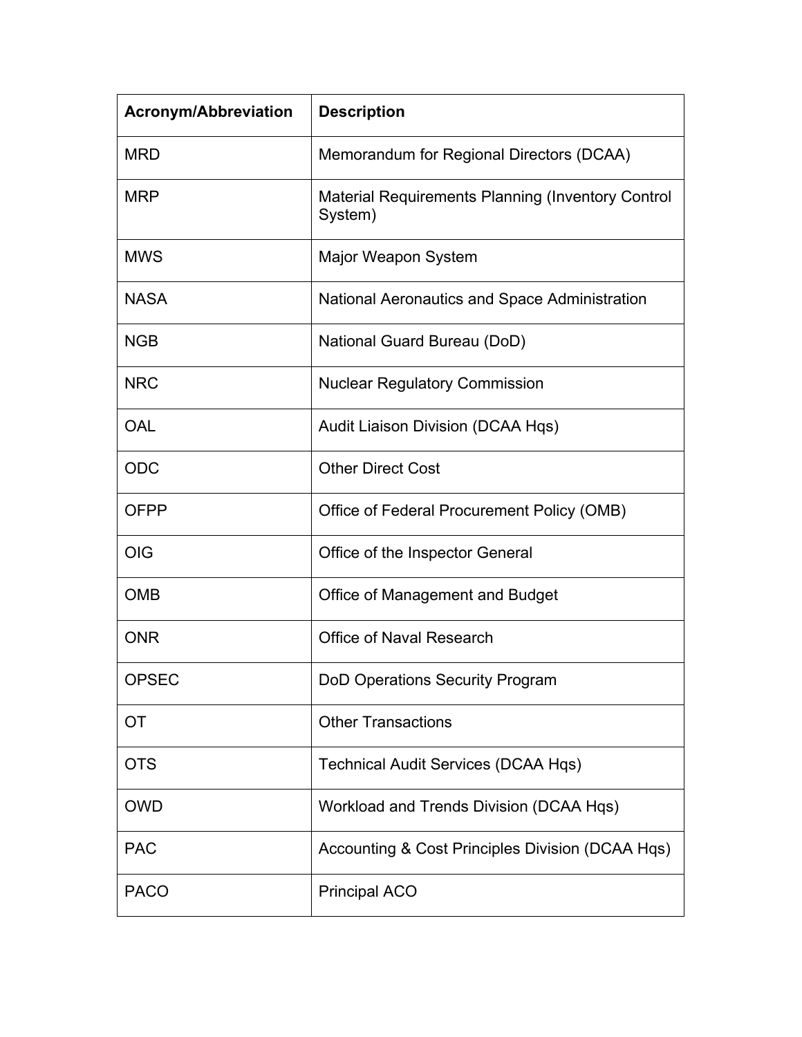| Acronym/Abbreviation | Description |
| --- | --- |
| MRD | Memorandum for Regional Directors (DCAA) |
| MRP | Material Requirements Planning (Inventory Control System) |
| MWS | Major Weapon System |
| NASA | National Aeronautics and Space Administration |
| NGB | National Guard Bureau (DoD) |
| NRC | Nuclear Regulatory Commission |
| OAL | Audit Liaison Division (DCAA Hqs) |
| ODC | Other Direct Cost |
| OFPP | Office of Federal Procurement Policy (OMB) |
| OIG | Office of the Inspector General |
| OMB | Office of Management and Budget |
| ONR | Office of Naval Research |
| OPSEC | DoD Operations Security Program |
| OT | Other Transactions |
| OTS | Technical Audit Services (DCAA Hqs) |
| OWD | Workload and Trends Division (DCAA Hqs) |
| PAC | Accounting & Cost Principles Division (DCAA Hqs) |
| PACO | Principal ACO |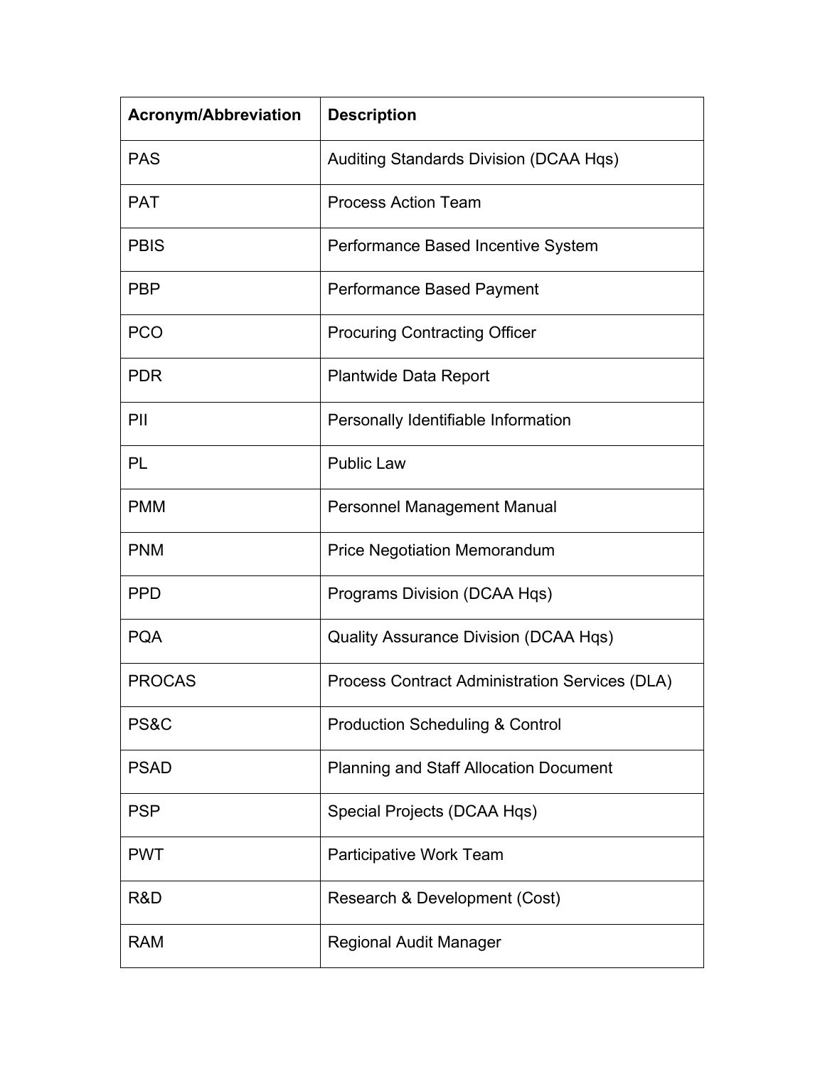| Acronym/Abbreviation | Description |
| --- | --- |
| PAS | Auditing Standards Division (DCAA Hqs) |
| PAT | Process Action Team |
| PBIS | Performance Based Incentive System |
| PBP | Performance Based Payment |
| PCO | Procuring Contracting Officer |
| PDR | Plantwide Data Report |
| PII | Personally Identifiable Information |
| PL | Public Law |
| PMM | Personnel Management Manual |
| PNM | Price Negotiation Memorandum |
| PPD | Programs Division (DCAA Hqs) |
| PQA | Quality Assurance Division (DCAA Hqs) |
| PROCAS | Process Contract Administration Services (DLA) |
| PS&C | Production Scheduling & Control |
| PSAD | Planning and Staff Allocation Document |
| PSP | Special Projects (DCAA Hqs) |
| PWT | Participative Work Team |
| R&D | Research & Development (Cost) |
| RAM | Regional Audit Manager |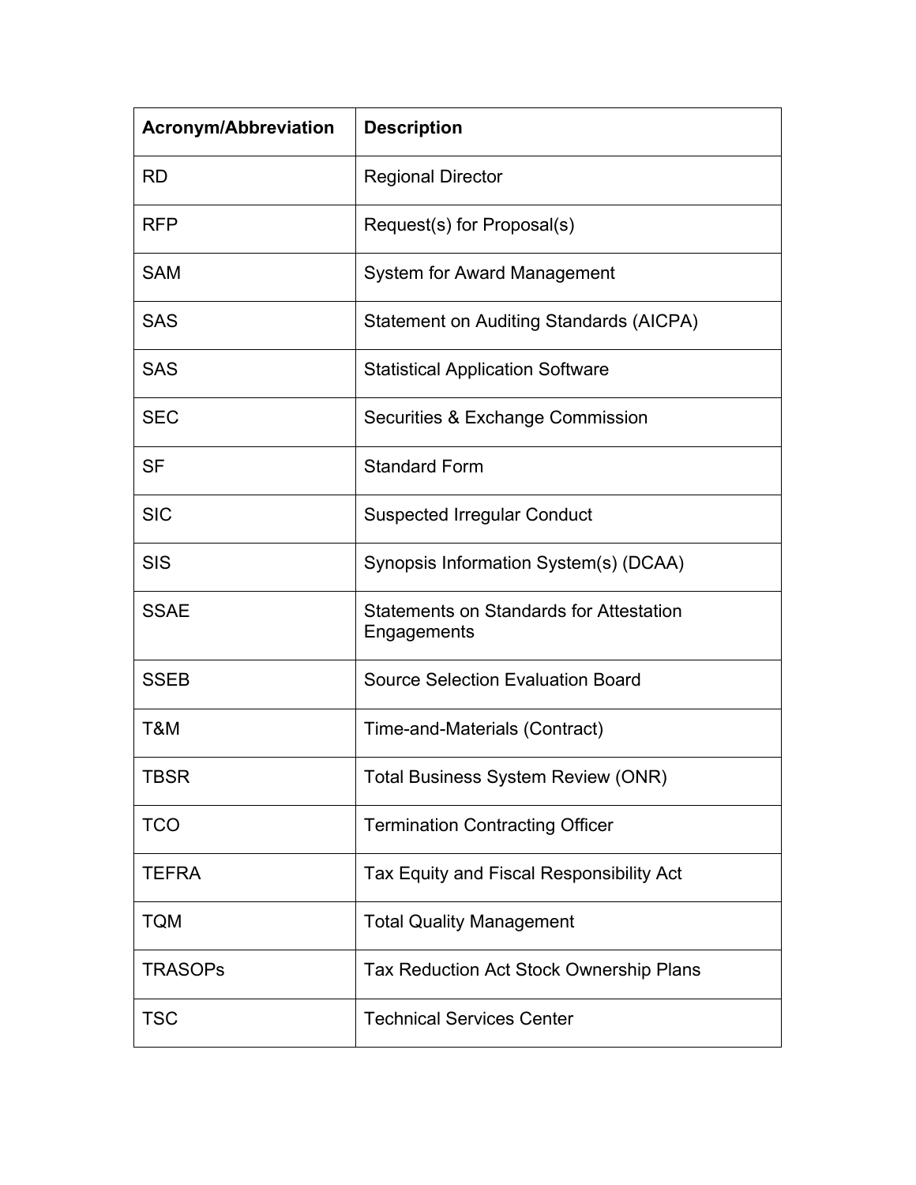| Acronym/Abbreviation | Description |
| --- | --- |
| RD | Regional Director |
| RFP | Request(s) for Proposal(s) |
| SAM | System for Award Management |
| SAS | Statement on Auditing Standards (AICPA) |
| SAS | Statistical Application Software |
| SEC | Securities & Exchange Commission |
| SF | Standard Form |
| SIC | Suspected Irregular Conduct |
| SIS | Synopsis Information System(s) (DCAA) |
| SSAE | Statements on Standards for Attestation Engagements |
| SSEB | Source Selection Evaluation Board |
| T&M | Time-and-Materials (Contract) |
| TBSR | Total Business System Review (ONR) |
| TCO | Termination Contracting Officer |
| TEFRA | Tax Equity and Fiscal Responsibility Act |
| TQM | Total Quality Management |
| TRASOPs | Tax Reduction Act Stock Ownership Plans |
| TSC | Technical Services Center |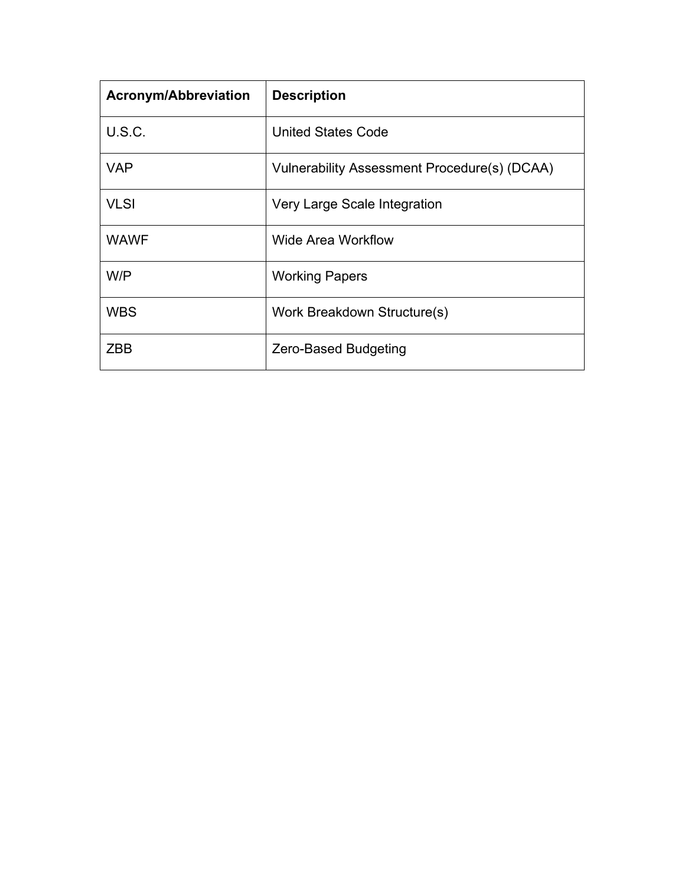| Acronym/Abbreviation | Description |
|---|---|
| U.S.C. | United States Code |
| VAP | Vulnerability Assessment Procedure(s) (DCAA) |
| VLSI | Very Large Scale Integration |
| WAWF | Wide Area Workflow |
| W/P | Working Papers |
| WBS | Work Breakdown Structure(s) |
| ZBB | Zero-Based Budgeting |